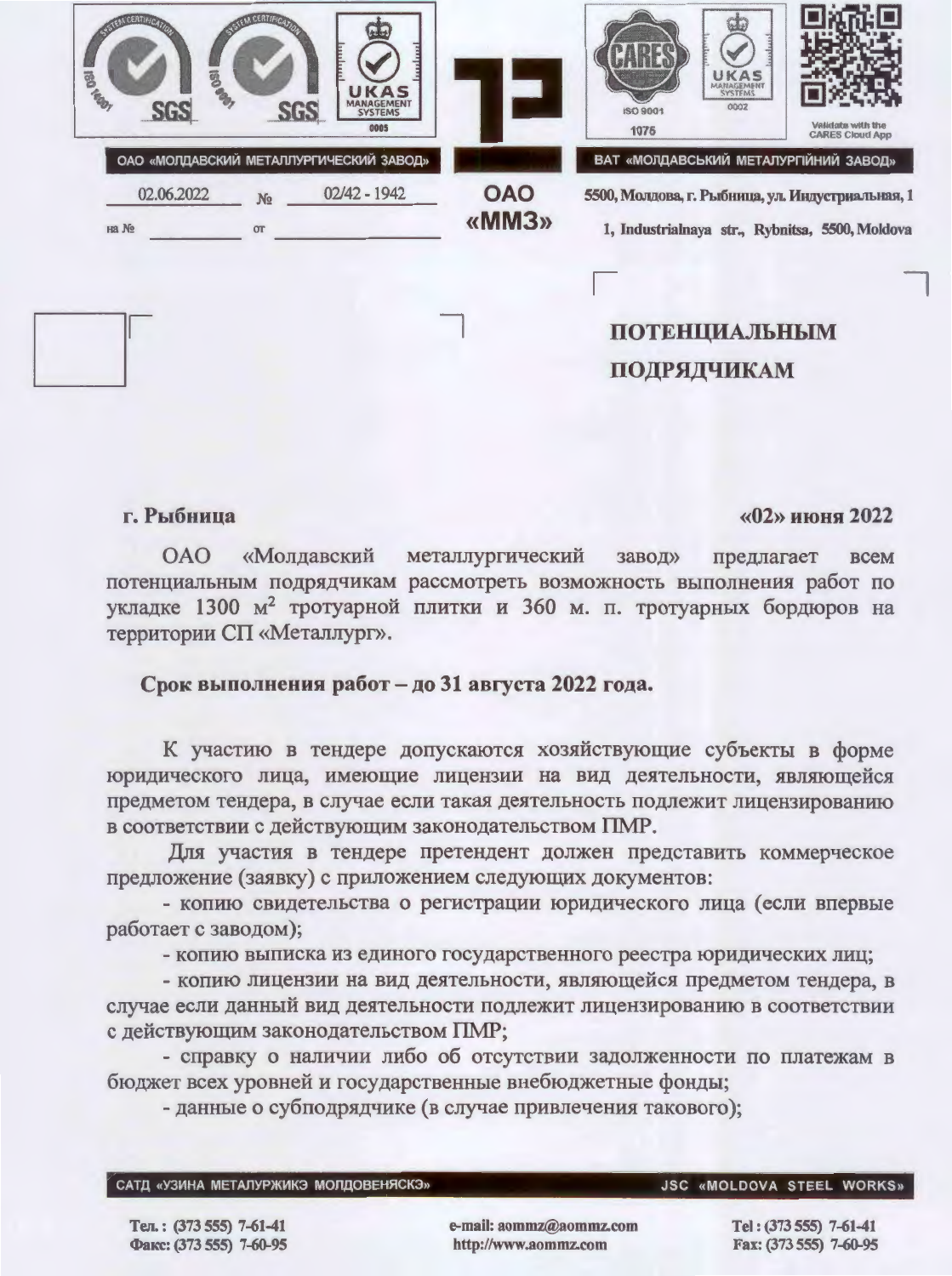ОАО «МОЛДАВСКИЙ МЕТАЛЛУРГИЧЕСКИЙ ЗАВОД»

ВАТ «МОЛДАВСЬКИЙ МЕТАЛУРГІЙНИЙ ЗАВОД»

02.06.2022 № 02/42 - 1942

на № ______ от ______

**ОАО «ММЗ»**

5500, Молдова, г. Рыбница, ул. Индустриальная, 1

1, Industrialnaya str., Rybnitsa, 5500, Moldova

**ПОТЕНЦИАЛЬНЫМ ПОДРЯДЧИКАМ**

**г. Рыбница** **«02» июня 2022**

ОАО «Молдавский металлургический завод» предлагает всем потенциальным подрядчикам рассмотреть возможность выполнения работ по укладке 1300 м$^2$ тротуарной плитки и 360 м. п. тротуарных бордюров на территории СП «Металлург».

**Срок выполнения работ – до 31 августа 2022 года.**

К участию в тендере допускаются хозяйствующие субъекты в форме юридического лица, имеющие лицензии на вид деятельности, являющейся предметом тендера, в случае если такая деятельность подлежит лицензированию в соответствии с действующим законодательством ПМР.

Для участия в тендере претендент должен представить коммерческое предложение (заявку) с приложением следующих документов:

- копию свидетельства о регистрации юридического лица (если впервые работает с заводом);
- копию выписка из единого государственного реестра юридических лиц;
- копию лицензии на вид деятельности, являющейся предметом тендера, в случае если данный вид деятельности подлежит лицензированию в соответствии с действующим законодательством ПМР;
- справку о наличии либо об отсутствии задолженности по платежам в бюджет всех уровней и государственные внебюджетные фонды;
- данные о субподрядчике (в случае привлечения такового);

САТД «УЗИНА МЕТАЛУРЖИКЭ МОЛДОВЕНЯСКЭ» JSC «MOLDOVA STEEL WORKS»

Тел.: (373 555) 7-61-41
Факс: (373 555) 7-60-95

e-mail: aommz@aommz.com
http://www.aommz.com

Tel: (373 555) 7-61-41
Fax: (373 555) 7-60-95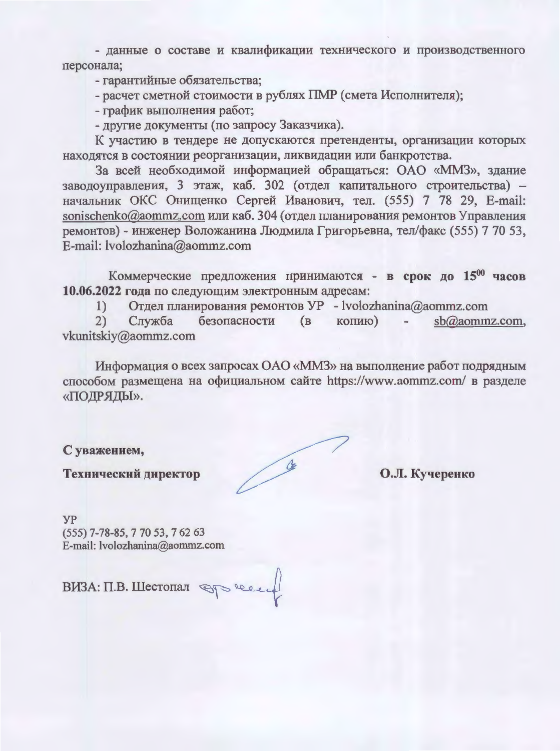- данные о составе и квалификации технического и производственного персонала;

- гарантийные обязательства;

- расчет сметной стоимости в рублях ПМР (смета Исполнителя);

- график выполнения работ;

- другие документы (по запросу Заказчика).

К участию в тендере не допускаются претенденты, организации которых находятся в состоянии реорганизации, ликвидации или банкротства.

За всей необходимой информацией обращаться: ОАО «ММЗ», здание заводоуправления, 3 этаж, каб. 302 (отдел капитального строительства) – начальник ОКС Онищенко Сергей Иванович, тел. (555) 7 78 29, E-mail: sonischenko@aommz.com или каб. 304 (отдел планирования ремонтов Управления ремонтов) - инженер Воложанина Людмила Григорьевна, тел/факс (555) 7 70 53, E-mail: lvolozhanina@aommz.com

Коммерческие предложения принимаются - **в срок до 15[00] часов 10.06.2022 года** по следующим электронным адресам:

1) Отдел планирования ремонтов УР - lvolozhanina@aommz.com
2) Служба безопасности (в копию) - sb@aommz.com, vkunitskiy@aommz.com

Информация о всех запросах ОАО «ММЗ» на выполнение работ подрядным способом размещена на официальном сайте https://www.aommz.com/ в разделе «ПОДРЯДЫ».

**С уважением,**

**Технический директор** **О.Л. Кучеренко**

УР
(555) 7-78-85, 7 70 53, 7 62 63
E-mail: lvolozhanina@aommz.com

ВИЗА: П.В. Шестопал